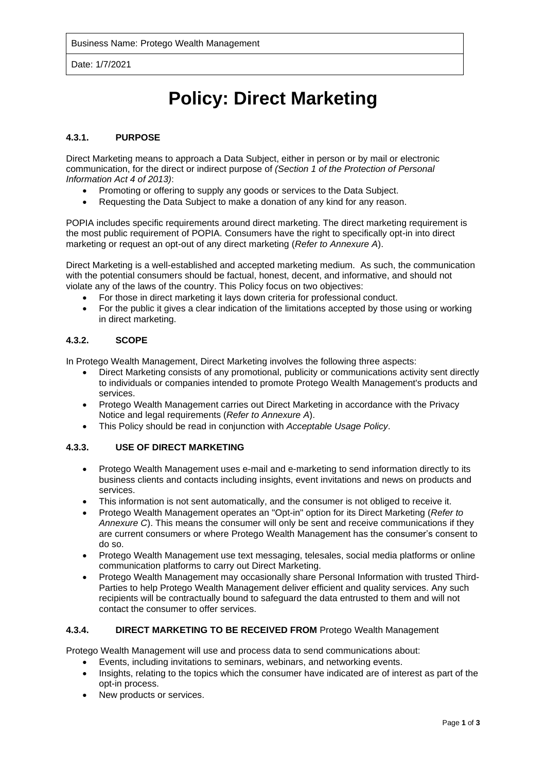| Business Name: Protego Wealth Management |
| --- |
| Date: 1/7/2021 |

# Policy: Direct Marketing

### 4.3.1. PURPOSE

Direct Marketing means to approach a Data Subject, either in person or by mail or electronic communication, for the direct or indirect purpose of *(Section 1 of the Protection of Personal Information Act 4 of 2013)*:

- Promoting or offering to supply any goods or services to the Data Subject.
- Requesting the Data Subject to make a donation of any kind for any reason.

POPIA includes specific requirements around direct marketing. The direct marketing requirement is the most public requirement of POPIA. Consumers have the right to specifically opt-in into direct marketing or request an opt-out of any direct marketing (*Refer to Annexure A*).

Direct Marketing is a well-established and accepted marketing medium. As such, the communication with the potential consumers should be factual, honest, decent, and informative, and should not violate any of the laws of the country. This Policy focus on two objectives:

- For those in direct marketing it lays down criteria for professional conduct.
- For the public it gives a clear indication of the limitations accepted by those using or working in direct marketing.

### 4.3.2. SCOPE

In Protego Wealth Management, Direct Marketing involves the following three aspects:

- Direct Marketing consists of any promotional, publicity or communications activity sent directly to individuals or companies intended to promote Protego Wealth Management's products and services.
- Protego Wealth Management carries out Direct Marketing in accordance with the Privacy Notice and legal requirements (*Refer to Annexure A*).
- This Policy should be read in conjunction with *Acceptable Usage Policy*.

### 4.3.3. USE OF DIRECT MARKETING

- Protego Wealth Management uses e-mail and e-marketing to send information directly to its business clients and contacts including insights, event invitations and news on products and services.
- This information is not sent automatically, and the consumer is not obliged to receive it.
- Protego Wealth Management operates an "Opt-in" option for its Direct Marketing (*Refer to Annexure C*). This means the consumer will only be sent and receive communications if they are current consumers or where Protego Wealth Management has the consumer's consent to do so.
- Protego Wealth Management use text messaging, telesales, social media platforms or online communication platforms to carry out Direct Marketing.
- Protego Wealth Management may occasionally share Personal Information with trusted Third-Parties to help Protego Wealth Management deliver efficient and quality services. Any such recipients will be contractually bound to safeguard the data entrusted to them and will not contact the consumer to offer services.

### 4.3.4. DIRECT MARKETING TO BE RECEIVED FROM Protego Wealth Management

Protego Wealth Management will use and process data to send communications about:

- Events, including invitations to seminars, webinars, and networking events.
- Insights, relating to the topics which the consumer have indicated are of interest as part of the opt-in process.
- New products or services.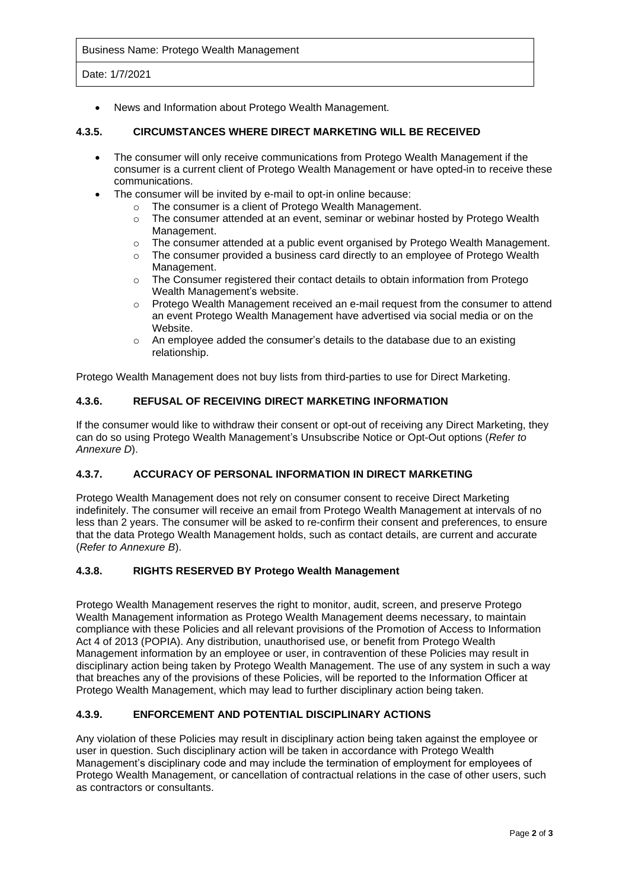- News and Information about Protego Wealth Management.

### 4.3.5. CIRCUMSTANCES WHERE DIRECT MARKETING WILL BE RECEIVED

- The consumer will only receive communications from Protego Wealth Management if the consumer is a current client of Protego Wealth Management or have opted-in to receive these communications.
- The consumer will be invited by e-mail to opt-in online because:
    - The consumer is a client of Protego Wealth Management.
    - The consumer attended at an event, seminar or webinar hosted by Protego Wealth Management.
    - The consumer attended at a public event organised by Protego Wealth Management.
    - The consumer provided a business card directly to an employee of Protego Wealth Management.
    - The Consumer registered their contact details to obtain information from Protego Wealth Management's website.
    - Protego Wealth Management received an e-mail request from the consumer to attend an event Protego Wealth Management have advertised via social media or on the Website.
    - An employee added the consumer's details to the database due to an existing relationship.

Protego Wealth Management does not buy lists from third-parties to use for Direct Marketing.

### 4.3.6. REFUSAL OF RECEIVING DIRECT MARKETING INFORMATION

If the consumer would like to withdraw their consent or opt-out of receiving any Direct Marketing, they can do so using Protego Wealth Management's Unsubscribe Notice or Opt-Out options (*Refer to Annexure D*).

### 4.3.7. ACCURACY OF PERSONAL INFORMATION IN DIRECT MARKETING

Protego Wealth Management does not rely on consumer consent to receive Direct Marketing indefinitely. The consumer will receive an email from Protego Wealth Management at intervals of no less than 2 years. The consumer will be asked to re-confirm their consent and preferences, to ensure that the data Protego Wealth Management holds, such as contact details, are current and accurate (*Refer to Annexure B*).

### 4.3.8. RIGHTS RESERVED BY Protego Wealth Management

Protego Wealth Management reserves the right to monitor, audit, screen, and preserve Protego Wealth Management information as Protego Wealth Management deems necessary, to maintain compliance with these Policies and all relevant provisions of the Promotion of Access to Information Act 4 of 2013 (POPIA). Any distribution, unauthorised use, or benefit from Protego Wealth Management information by an employee or user, in contravention of these Policies may result in disciplinary action being taken by Protego Wealth Management. The use of any system in such a way that breaches any of the provisions of these Policies, will be reported to the Information Officer at Protego Wealth Management, which may lead to further disciplinary action being taken.

### 4.3.9. ENFORCEMENT AND POTENTIAL DISCIPLINARY ACTIONS

Any violation of these Policies may result in disciplinary action being taken against the employee or user in question. Such disciplinary action will be taken in accordance with Protego Wealth Management's disciplinary code and may include the termination of employment for employees of Protego Wealth Management, or cancellation of contractual relations in the case of other users, such as contractors or consultants.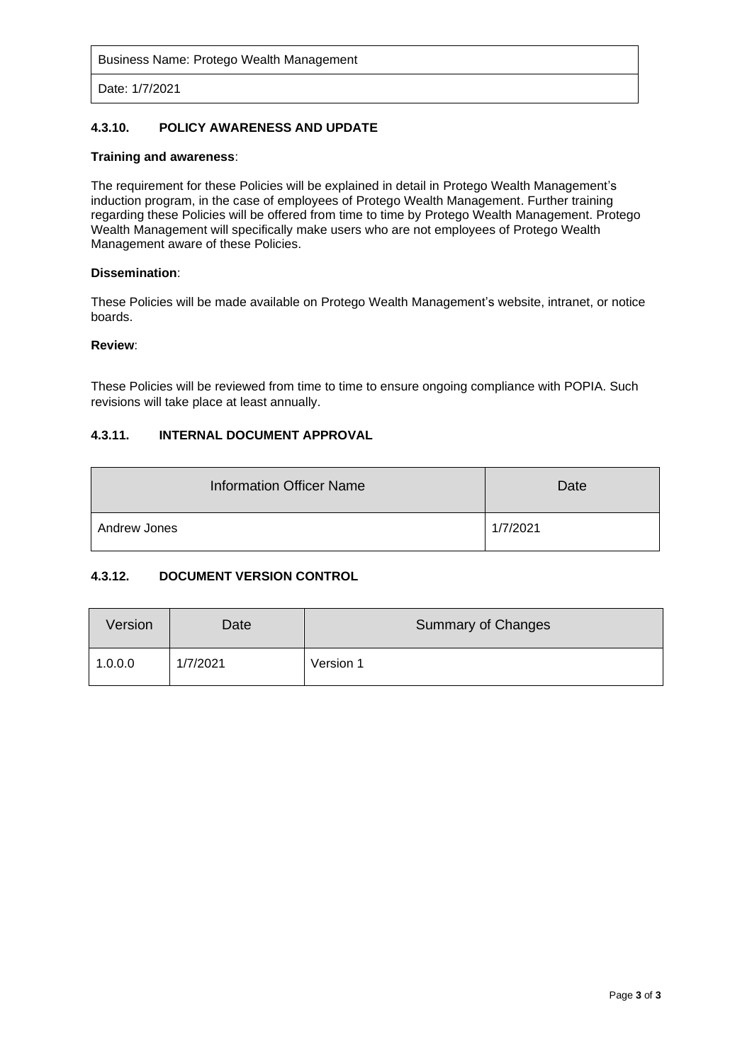| Business Name: Protego Wealth Management |
|---|
| Date: 1/7/2021 |

### 4.3.10. POLICY AWARENESS AND UPDATE

**Training and awareness**:

The requirement for these Policies will be explained in detail in Protego Wealth Management's induction program, in the case of employees of Protego Wealth Management. Further training regarding these Policies will be offered from time to time by Protego Wealth Management. Protego Wealth Management will specifically make users who are not employees of Protego Wealth Management aware of these Policies.

**Dissemination**:

These Policies will be made available on Protego Wealth Management's website, intranet, or notice boards.

**Review**:

These Policies will be reviewed from time to time to ensure ongoing compliance with POPIA. Such revisions will take place at least annually.

### 4.3.11. INTERNAL DOCUMENT APPROVAL

| Information Officer Name | Date |
|---|---|
| Andrew Jones | 1/7/2021 |

### 4.3.12. DOCUMENT VERSION CONTROL

| Version | Date | Summary of Changes |
|---|---|---|
| 1.0.0.0 | 1/7/2021 | Version 1 |